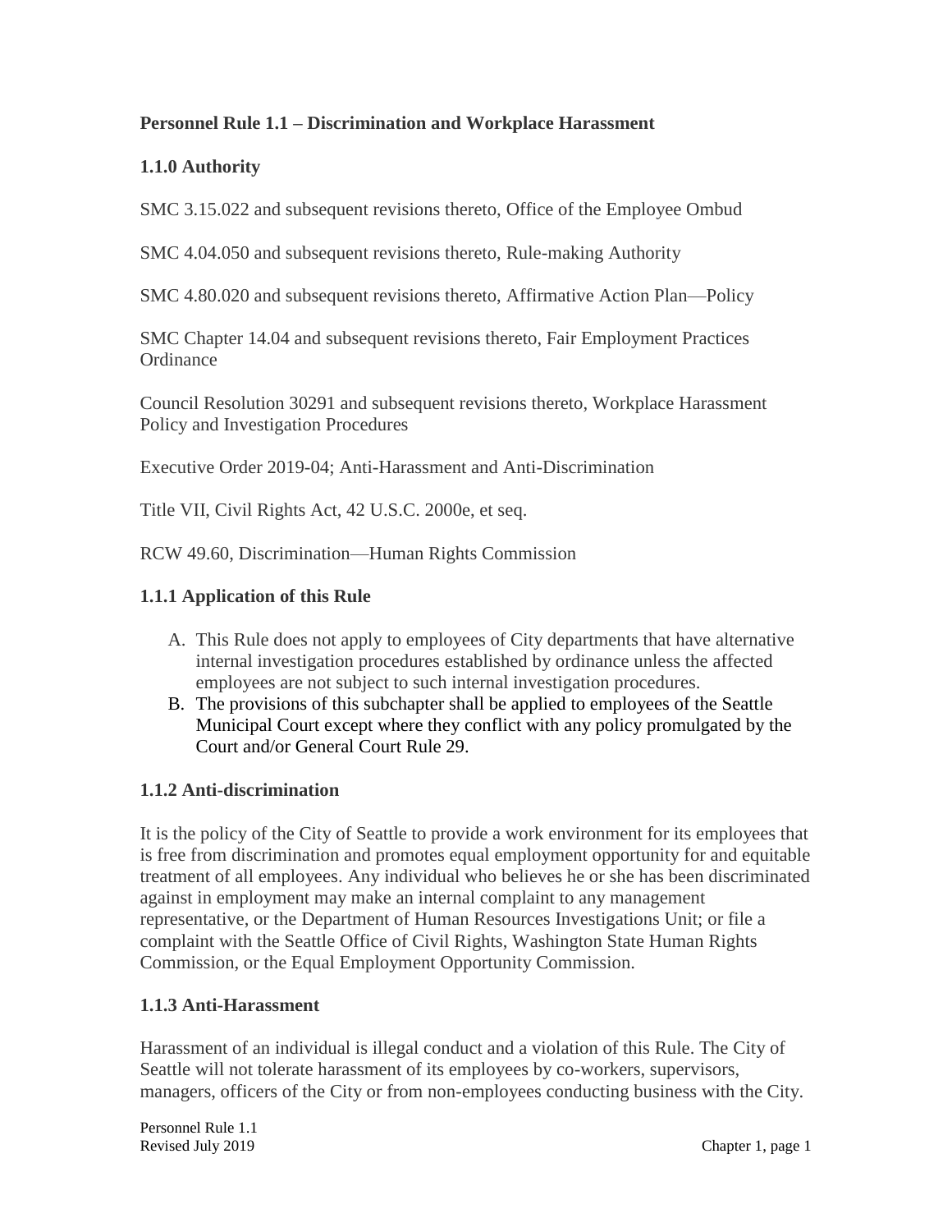# Personnel Rule 1.1 – Discrimination and Workplace Harassment

## 1.1.0 Authority

SMC 3.15.022 and subsequent revisions thereto, Office of the Employee Ombud

SMC 4.04.050 and subsequent revisions thereto, Rule-making Authority

SMC 4.80.020 and subsequent revisions thereto, Affirmative Action Plan—Policy

SMC Chapter 14.04 and subsequent revisions thereto, Fair Employment Practices Ordinance

Council Resolution 30291 and subsequent revisions thereto, Workplace Harassment Policy and Investigation Procedures

Executive Order 2019-04; Anti-Harassment and Anti-Discrimination

Title VII, Civil Rights Act, 42 U.S.C. 2000e, et seq.

RCW 49.60, Discrimination—Human Rights Commission

## 1.1.1 Application of this Rule

A. This Rule does not apply to employees of City departments that have alternative internal investigation procedures established by ordinance unless the affected employees are not subject to such internal investigation procedures.
B. The provisions of this subchapter shall be applied to employees of the Seattle Municipal Court except where they conflict with any policy promulgated by the Court and/or General Court Rule 29.

## 1.1.2 Anti-discrimination

It is the policy of the City of Seattle to provide a work environment for its employees that is free from discrimination and promotes equal employment opportunity for and equitable treatment of all employees. Any individual who believes he or she has been discriminated against in employment may make an internal complaint to any management representative, or the Department of Human Resources Investigations Unit; or file a complaint with the Seattle Office of Civil Rights, Washington State Human Rights Commission, or the Equal Employment Opportunity Commission.

## 1.1.3 Anti-Harassment

Harassment of an individual is illegal conduct and a violation of this Rule. The City of Seattle will not tolerate harassment of its employees by co-workers, supervisors, managers, officers of the City or from non-employees conducting business with the City.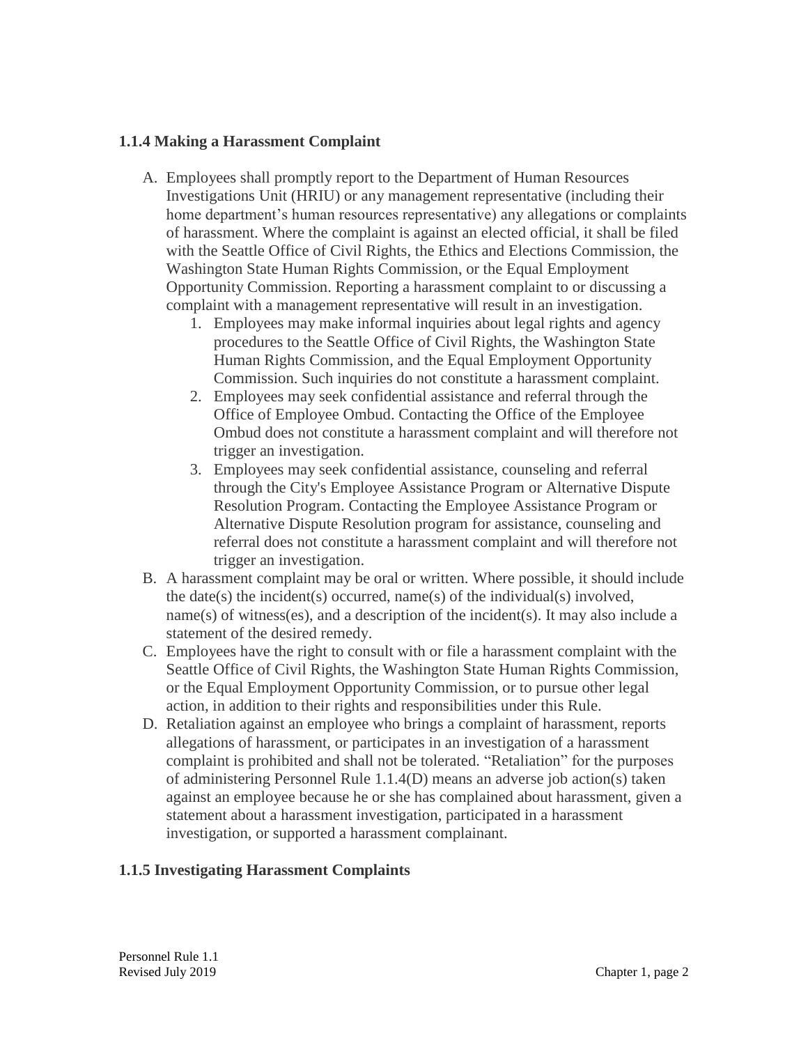### 1.1.4 Making a Harassment Complaint

A. Employees shall promptly report to the Department of Human Resources Investigations Unit (HRIU) or any management representative (including their home department's human resources representative) any allegations or complaints of harassment. Where the complaint is against an elected official, it shall be filed with the Seattle Office of Civil Rights, the Ethics and Elections Commission, the Washington State Human Rights Commission, or the Equal Employment Opportunity Commission. Reporting a harassment complaint to or discussing a complaint with a management representative will result in an investigation.
   1. Employees may make informal inquiries about legal rights and agency procedures to the Seattle Office of Civil Rights, the Washington State Human Rights Commission, and the Equal Employment Opportunity Commission. Such inquiries do not constitute a harassment complaint.
   2. Employees may seek confidential assistance and referral through the Office of Employee Ombud. Contacting the Office of the Employee Ombud does not constitute a harassment complaint and will therefore not trigger an investigation.
   3. Employees may seek confidential assistance, counseling and referral through the City's Employee Assistance Program or Alternative Dispute Resolution Program. Contacting the Employee Assistance Program or Alternative Dispute Resolution program for assistance, counseling and referral does not constitute a harassment complaint and will therefore not trigger an investigation.

B. A harassment complaint may be oral or written. Where possible, it should include the date(s) the incident(s) occurred, name(s) of the individual(s) involved, name(s) of witness(es), and a description of the incident(s). It may also include a statement of the desired remedy.

C. Employees have the right to consult with or file a harassment complaint with the Seattle Office of Civil Rights, the Washington State Human Rights Commission, or the Equal Employment Opportunity Commission, or to pursue other legal action, in addition to their rights and responsibilities under this Rule.

D. Retaliation against an employee who brings a complaint of harassment, reports allegations of harassment, or participates in an investigation of a harassment complaint is prohibited and shall not be tolerated. "Retaliation" for the purposes of administering Personnel Rule 1.1.4(D) means an adverse job action(s) taken against an employee because he or she has complained about harassment, given a statement about a harassment investigation, participated in a harassment investigation, or supported a harassment complainant.

### 1.1.5 Investigating Harassment Complaints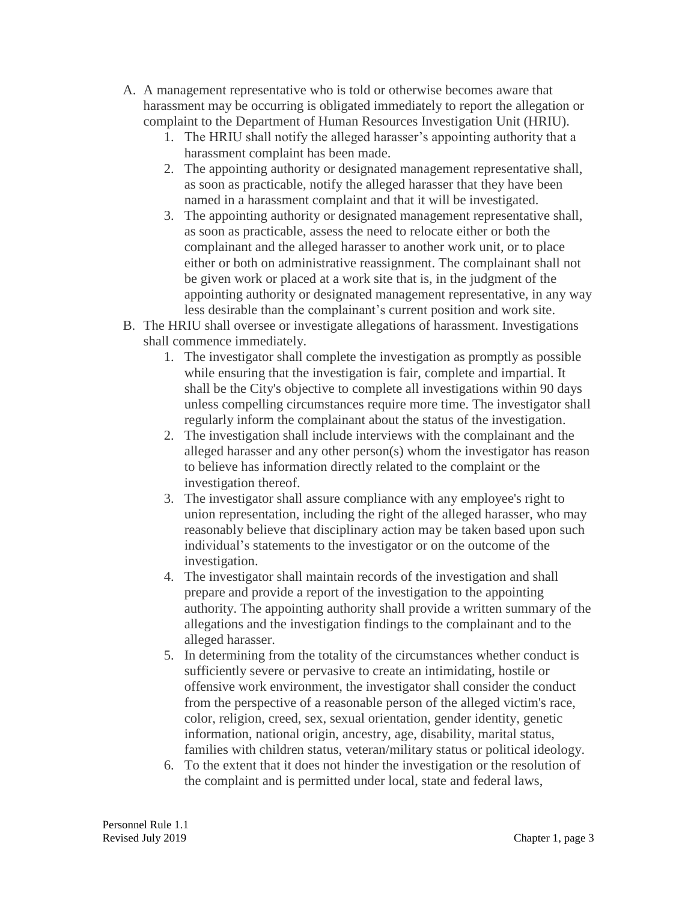A. A management representative who is told or otherwise becomes aware that harassment may be occurring is obligated immediately to report the allegation or complaint to the Department of Human Resources Investigation Unit (HRIU).
    1. The HRIU shall notify the alleged harasser's appointing authority that a harassment complaint has been made.
    2. The appointing authority or designated management representative shall, as soon as practicable, notify the alleged harasser that they have been named in a harassment complaint and that it will be investigated.
    3. The appointing authority or designated management representative shall, as soon as practicable, assess the need to relocate either or both the complainant and the alleged harasser to another work unit, or to place either or both on administrative reassignment. The complainant shall not be given work or placed at a work site that is, in the judgment of the appointing authority or designated management representative, in any way less desirable than the complainant's current position and work site.
B. The HRIU shall oversee or investigate allegations of harassment. Investigations shall commence immediately.
    1. The investigator shall complete the investigation as promptly as possible while ensuring that the investigation is fair, complete and impartial. It shall be the City's objective to complete all investigations within 90 days unless compelling circumstances require more time. The investigator shall regularly inform the complainant about the status of the investigation.
    2. The investigation shall include interviews with the complainant and the alleged harasser and any other person(s) whom the investigator has reason to believe has information directly related to the complaint or the investigation thereof.
    3. The investigator shall assure compliance with any employee's right to union representation, including the right of the alleged harasser, who may reasonably believe that disciplinary action may be taken based upon such individual's statements to the investigator or on the outcome of the investigation.
    4. The investigator shall maintain records of the investigation and shall prepare and provide a report of the investigation to the appointing authority. The appointing authority shall provide a written summary of the allegations and the investigation findings to the complainant and to the alleged harasser.
    5. In determining from the totality of the circumstances whether conduct is sufficiently severe or pervasive to create an intimidating, hostile or offensive work environment, the investigator shall consider the conduct from the perspective of a reasonable person of the alleged victim's race, color, religion, creed, sex, sexual orientation, gender identity, genetic information, national origin, ancestry, age, disability, marital status, families with children status, veteran/military status or political ideology.
    6. To the extent that it does not hinder the investigation or the resolution of the complaint and is permitted under local, state and federal laws,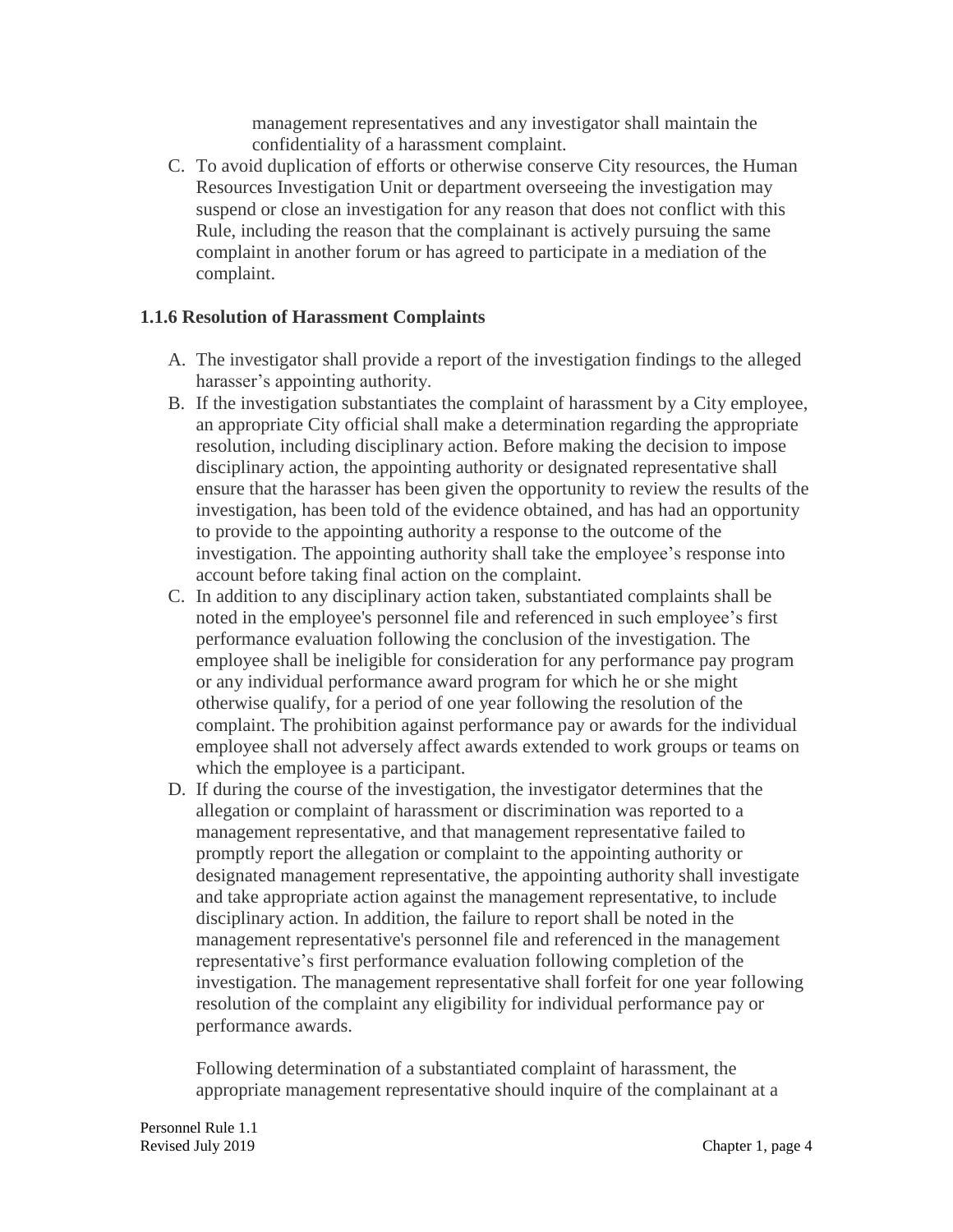management representatives and any investigator shall maintain the confidentiality of a harassment complaint.

C. To avoid duplication of efforts or otherwise conserve City resources, the Human Resources Investigation Unit or department overseeing the investigation may suspend or close an investigation for any reason that does not conflict with this Rule, including the reason that the complainant is actively pursuing the same complaint in another forum or has agreed to participate in a mediation of the complaint.

### 1.1.6 Resolution of Harassment Complaints

A. The investigator shall provide a report of the investigation findings to the alleged harasser's appointing authority.

B. If the investigation substantiates the complaint of harassment by a City employee, an appropriate City official shall make a determination regarding the appropriate resolution, including disciplinary action. Before making the decision to impose disciplinary action, the appointing authority or designated representative shall ensure that the harasser has been given the opportunity to review the results of the investigation, has been told of the evidence obtained, and has had an opportunity to provide to the appointing authority a response to the outcome of the investigation. The appointing authority shall take the employee's response into account before taking final action on the complaint.

C. In addition to any disciplinary action taken, substantiated complaints shall be noted in the employee's personnel file and referenced in such employee's first performance evaluation following the conclusion of the investigation. The employee shall be ineligible for consideration for any performance pay program or any individual performance award program for which he or she might otherwise qualify, for a period of one year following the resolution of the complaint. The prohibition against performance pay or awards for the individual employee shall not adversely affect awards extended to work groups or teams on which the employee is a participant.

D. If during the course of the investigation, the investigator determines that the allegation or complaint of harassment or discrimination was reported to a management representative, and that management representative failed to promptly report the allegation or complaint to the appointing authority or designated management representative, the appointing authority shall investigate and take appropriate action against the management representative, to include disciplinary action. In addition, the failure to report shall be noted in the management representative's personnel file and referenced in the management representative's first performance evaluation following completion of the investigation. The management representative shall forfeit for one year following resolution of the complaint any eligibility for individual performance pay or performance awards.

   Following determination of a substantiated complaint of harassment, the appropriate management representative should inquire of the complainant at a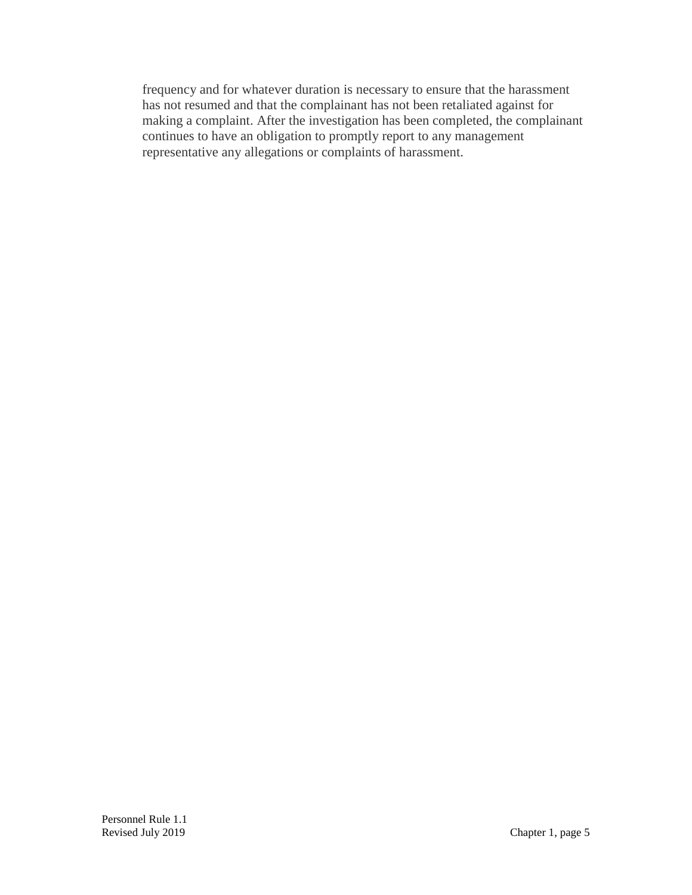frequency and for whatever duration is necessary to ensure that the harassment has not resumed and that the complainant has not been retaliated against for making a complaint. After the investigation has been completed, the complainant continues to have an obligation to promptly report to any management representative any allegations or complaints of harassment.